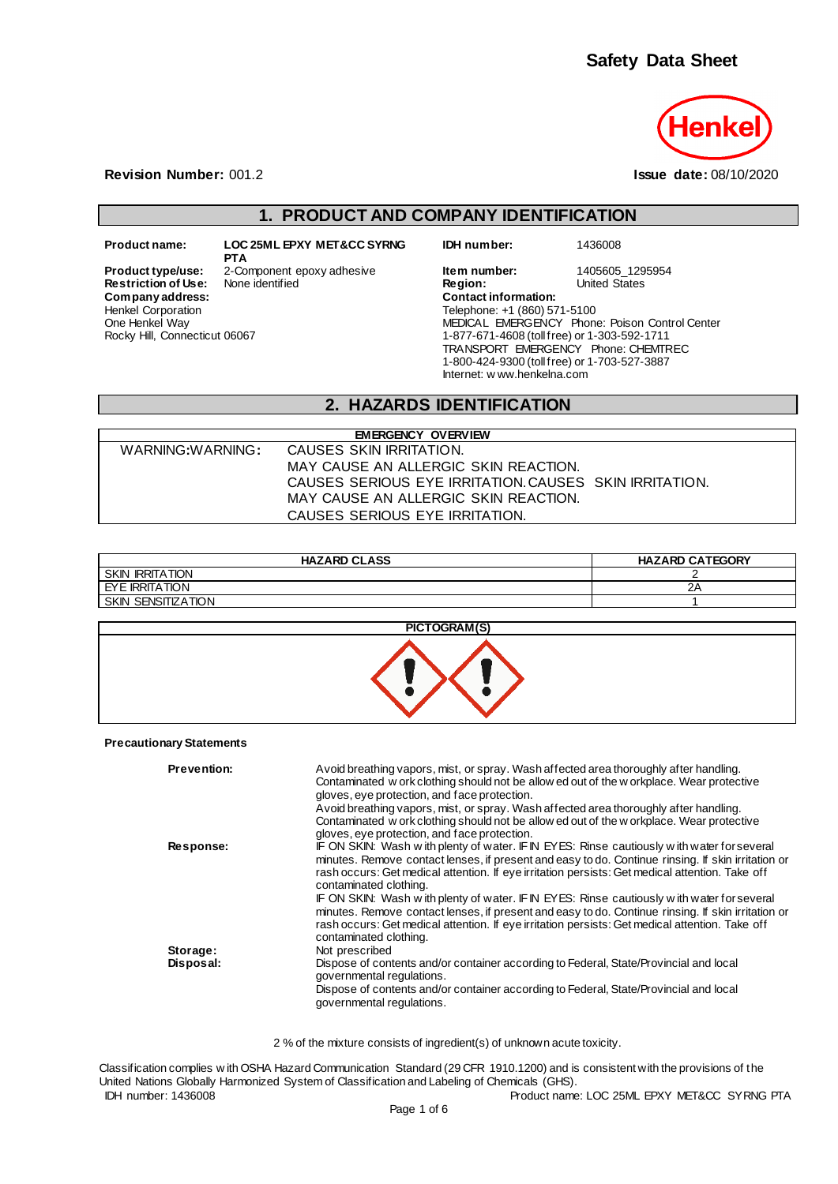# Safety Data Sheet

Henkel

**Revision Number:** 001.2

**Issue date:** 08/10/2020

## 1. PRODUCT AND COMPANY IDENTIFICATION

**Product name:** LOC 25ML EPXY MET&CC SYRNG PTA

**Product type/use:** 2-Component epoxy adhesive

**Restriction of Use:** None identified

**Company address:**
Henkel Corporation
One Henkel Way
Rocky Hill, Connecticut 06067

**IDH number:** 1436008

**Item number:** 1405605_1295954

**Region:** United States

**Contact information:**
Telephone: +1 (860) 571-5100
MEDICAL EMERGENCY Phone: Poison Control Center
1-877-671-4608 (toll free) or 1-303-592-1711
TRANSPORT EMERGENCY Phone: CHEMTREC
1-800-424-9300 (toll free) or 1-703-527-3887
Internet: www.henkelna.com

## 2. HAZARDS IDENTIFICATION

| EMERGENCY OVERVIEW | |
|---|---|
| WARNING:WARNING: | CAUSES SKIN IRRITATION.<br>MAY CAUSE AN ALLERGIC SKIN REACTION.<br>CAUSES SERIOUS EYE IRRITATION. CAUSES SKIN IRRITATION.<br>MAY CAUSE AN ALLERGIC SKIN REACTION.<br>CAUSES SERIOUS EYE IRRITATION. |

| HAZARD CLASS | HAZARD CATEGORY |
|---|---|
| SKIN IRRITATION | 2 |
| EYE IRRITATION | 2A |
| SKIN SENSITIZATION | 1 |

**PICTOGRAM(S)**

**Precautionary Statements**

**Prevention:** Avoid breathing vapors, mist, or spray. Wash affected area thoroughly after handling. Contaminated work clothing should not be allowed out of the workplace. Wear protective gloves, eye protection, and face protection.
Avoid breathing vapors, mist, or spray. Wash affected area thoroughly after handling. Contaminated work clothing should not be allowed out of the workplace. Wear protective gloves, eye protection, and face protection.

**Response:** IF ON SKIN: Wash with plenty of water. IF IN EYES: Rinse cautiously with water for several minutes. Remove contact lenses, if present and easy to do. Continue rinsing. If skin irritation or rash occurs: Get medical attention. If eye irritation persists: Get medical attention. Take off contaminated clothing.
IF ON SKIN: Wash with plenty of water. IF IN EYES: Rinse cautiously with water for several minutes. Remove contact lenses, if present and easy to do. Continue rinsing. If skin irritation or rash occurs: Get medical attention. If eye irritation persists: Get medical attention. Take off contaminated clothing.

**Storage:** Not prescribed

**Disposal:** Dispose of contents and/or container according to Federal, State/Provincial and local governmental regulations.
Dispose of contents and/or container according to Federal, State/Provincial and local governmental regulations.

2 % of the mixture consists of ingredient(s) of unknown acute toxicity.

Classification complies with OSHA Hazard Communication Standard (29 CFR 1910.1200) and is consistent with the provisions of the United Nations Globally Harmonized System of Classification and Labeling of Chemicals (GHS).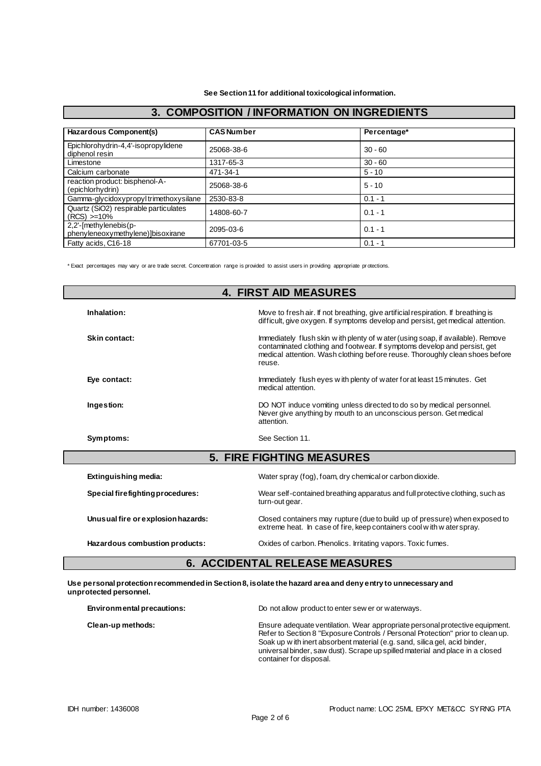**See Section 11 for additional toxicological information.**

## 3. COMPOSITION / INFORMATION ON INGREDIENTS

| Hazardous Component(s) | CAS Number | Percentage* |
|---|---|---|
| Epichlorohydrin-4,4'-isopropylidene diphenol resin | 25068-38-6 | 30 - 60 |
| Limestone | 1317-65-3 | 30 - 60 |
| Calcium carbonate | 471-34-1 | 5 - 10 |
| reaction product: bisphenol-A-(epichlorhydrin) | 25068-38-6 | 5 - 10 |
| Gamma-glycidoxypropyl trimethoxysilane | 2530-83-8 | 0.1 - 1 |
| Quartz ($SiO_2$) respirable particulates (RCS) >=10% | 14808-60-7 | 0.1 - 1 |
| 2,2'-[methylenebis(p-phenyleneoxymethylene)]bisoxirane | 2095-03-6 | 0.1 - 1 |
| Fatty acids, C16-18 | 67701-03-5 | 0.1 - 1 |

\* Exact percentages may vary or are trade secret. Concentration range is provided to assist users in providing appropriate protections.

## 4. FIRST AID MEASURES

**Inhalation:** Move to fresh air. If not breathing, give artificial respiration. If breathing is difficult, give oxygen. If symptoms develop and persist, get medical attention.

**Skin contact:** Immediately flush skin with plenty of water (using soap, if available). Remove contaminated clothing and footwear. If symptoms develop and persist, get medical attention. Wash clothing before reuse. Thoroughly clean shoes before reuse.

**Eye contact:** Immediately flush eyes with plenty of water for at least 15 minutes. Get medical attention.

**Ingestion:** DO NOT induce vomiting unless directed to do so by medical personnel. Never give anything by mouth to an unconscious person. Get medical attention.

**Symptoms:** See Section 11.

## 5. FIRE FIGHTING MEASURES

**Extinguishing media:** Water spray (fog), foam, dry chemical or carbon dioxide.

**Special firefighting procedures:** Wear self-contained breathing apparatus and full protective clothing, such as turn-out gear.

**Unusual fire or explosion hazards:** Closed containers may rupture (due to build up of pressure) when exposed to extreme heat. In case of fire, keep containers cool with water spray.

**Hazardous combustion products:** Oxides of carbon. Phenolics. Irritating vapors. Toxic fumes.

## 6. ACCIDENTAL RELEASE MEASURES

**Use personal protection recommended in Section 8, isolate the hazard area and deny entry to unnecessary and unprotected personnel.**

**Environmental precautions:** Do not allow product to enter sewer or waterways.

**Clean-up methods:** Ensure adequate ventilation. Wear appropriate personal protective equipment. Refer to Section 8 "Exposure Controls / Personal Protection" prior to clean up. Soak up with inert absorbent material (e.g. sand, silica gel, acid binder, universal binder, saw dust). Scrape up spilled material and place in a closed container for disposal.

IDH number: 1436008

Product name: LOC 25ML EPXY MET&CC SYRNG PTA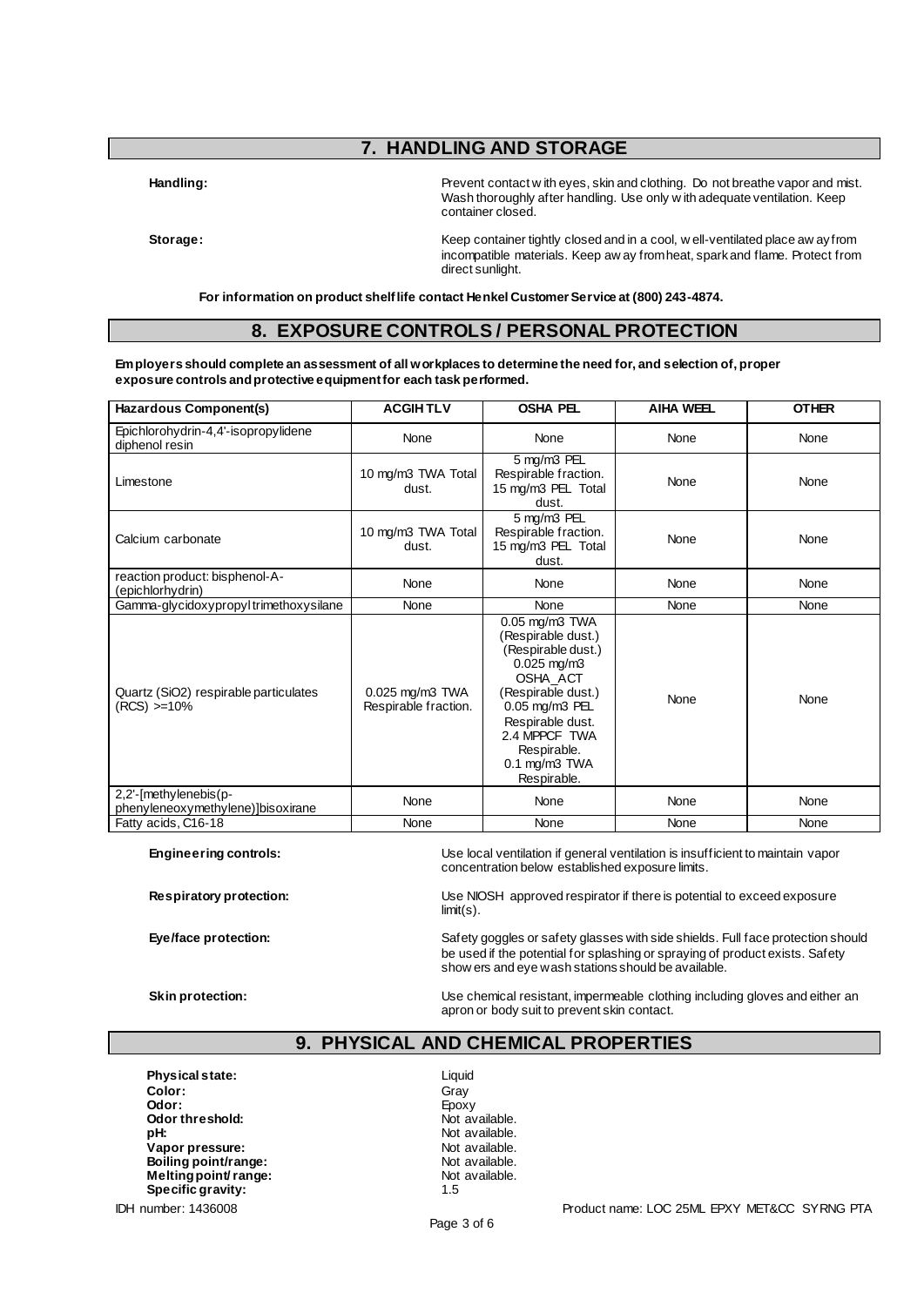## 7. HANDLING AND STORAGE

**Handling:** Prevent contact with eyes, skin and clothing. Do not breathe vapor and mist. Wash thoroughly after handling. Use only with adequate ventilation. Keep container closed.

**Storage:** Keep container tightly closed and in a cool, well-ventilated place away from incompatible materials. Keep away from heat, spark and flame. Protect from direct sunlight.

**For information on product shelf life contact Henkel Customer Service at (800) 243-4874.**

## 8. EXPOSURE CONTROLS / PERSONAL PROTECTION

**Employers should complete an assessment of all workplaces to determine the need for, and selection of, proper exposure controls and protective equipment for each task performed.**

| Hazardous Component(s) | ACGIH TLV | OSHA PEL | AIHA WEEL | OTHER |
|---|---|---|---|---|
| Epichlorohydrin-4,4'-isopropylidene diphenol resin | None | None | None | None |
| Limestone | 10 mg/m3 TWA Total dust. | 5 mg/m3 PEL Respirable fraction. 15 mg/m3 PEL Total dust. | None | None |
| Calcium carbonate | 10 mg/m3 TWA Total dust. | 5 mg/m3 PEL Respirable fraction. 15 mg/m3 PEL Total dust. | None | None |
| reaction product: bisphenol-A-(epichlorhydrin) | None | None | None | None |
| Gamma-glycidoxypropyl trimethoxysilane | None | None | None | None |
| Quartz (SiO2) respirable particulates (RCS) >=10% | 0.025 mg/m3 TWA Respirable fraction. | 0.05 mg/m3 TWA (Respirable dust.) (Respirable dust.) 0.025 mg/m3 OSHA_ACT (Respirable dust.) 0.05 mg/m3 PEL Respirable dust. 2.4 MPPCF TWA Respirable. 0.1 mg/m3 TWA Respirable. | None | None |
| 2,2'-[methylenebis(p-phenyleneoxymethylene)]bisoxirane | None | None | None | None |
| Fatty acids, C16-18 | None | None | None | None |

**Engineering controls:** Use local ventilation if general ventilation is insufficient to maintain vapor concentration below established exposure limits.

**Respiratory protection:** Use NIOSH approved respirator if there is potential to exceed exposure limit(s).

**Eye/face protection:** Safety goggles or safety glasses with side shields. Full face protection should be used if the potential for splashing or spraying of product exists. Safety showers and eye wash stations should be available.

**Skin protection:** Use chemical resistant, impermeable clothing including gloves and either an apron or body suit to prevent skin contact.

## 9. PHYSICAL AND CHEMICAL PROPERTIES

**Physical state:** Liquid
**Color:** Gray
**Odor:** Epoxy
**Odor threshold:** Not available.
**pH:** Not available.
**Vapor pressure:** Not available.
**Boiling point/range:** Not available.
**Melting point/ range:** Not available.
**Specific gravity:** 1.5

IDH number: 1436008 Product name: LOC 25ML EPXY MET&CC SYRNG PTA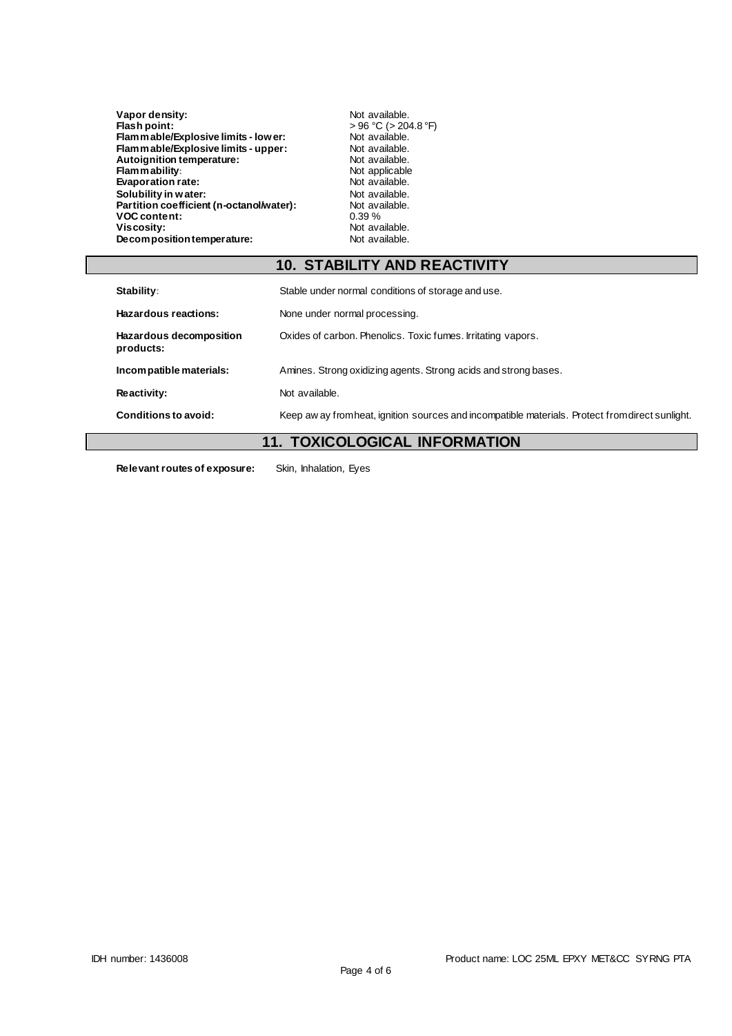| | |
|---|---|
| **Vapor density:** | Not available. |
| **Flash point:** | > 96 °C (> 204.8 °F) |
| **Flammable/Explosive limits - lower:** | Not available. |
| **Flammable/Explosive limits - upper:** | Not available. |
| **Autoignition temperature:** | Not available. |
| **Flammability:** | Not applicable |
| **Evaporation rate:** | Not available. |
| **Solubility in water:** | Not available. |
| **Partition coefficient (n-octanol/water):** | Not available. |
| **VOC content:** | 0.39 % |
| **Viscosity:** | Not available. |
| **Decomposition temperature:** | Not available. |

## 10. STABILITY AND REACTIVITY

| | |
|---|---|
| **Stability:** | Stable under normal conditions of storage and use. |
| **Hazardous reactions:** | None under normal processing. |
| **Hazardous decomposition products:** | Oxides of carbon. Phenolics. Toxic fumes. Irritating vapors. |
| **Incompatible materials:** | Amines. Strong oxidizing agents. Strong acids and strong bases. |
| **Reactivity:** | Not available. |
| **Conditions to avoid:** | Keep away from heat, ignition sources and incompatible materials. Protect from direct sunlight. |

## 11. TOXICOLOGICAL INFORMATION

**Relevant routes of exposure:** Skin, Inhalation, Eyes

IDH number: 1436008 Product name: LOC 25ML EPXY MET&CC SYRNG PTA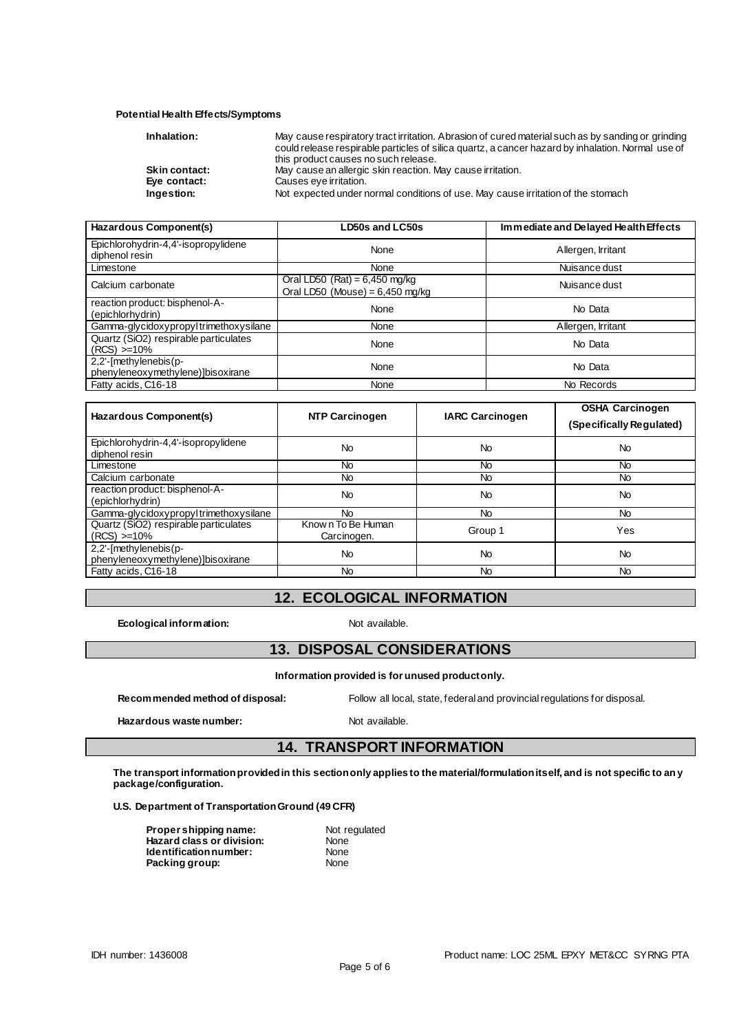**Potential Health Effects/Symptoms**

**Inhalation:** May cause respiratory tract irritation. Abrasion of cured material such as by sanding or grinding could release respirable particles of silica quartz, a cancer hazard by inhalation. Normal use of this product causes no such release.

**Skin contact:** May cause an allergic skin reaction. May cause irritation.

**Eye contact:** Causes eye irritation.

**Ingestion:** Not expected under normal conditions of use. May cause irritation of the stomach

| Hazardous Component(s) | LD50s and LC50s | Immediate and Delayed Health Effects |
| --- | --- | --- |
| Epichlorohydrin-4,4'-isopropylidene diphenol resin | None | Allergen, Irritant |
| Limestone | None | Nuisance dust |
| Calcium carbonate | Oral LD50 (Rat) = 6,450 mg/kg<br>Oral LD50 (Mouse) = 6,450 mg/kg | Nuisance dust |
| reaction product: bisphenol-A-(epichlorhydrin) | None | No Data |
| Gamma-glycidoxypropyl trimethoxysilane | None | Allergen, Irritant |
| Quartz (SiO2) respirable particulates (RCS) >=10% | None | No Data |
| 2,2'-[methylenebis(p-phenyleneoxymethylene)]bisoxirane | None | No Data |
| Fatty acids, C16-18 | None | No Records |

| Hazardous Component(s) | NTP Carcinogen | IARC Carcinogen | OSHA Carcinogen (Specifically Regulated) |
| --- | --- | --- | --- |
| Epichlorohydrin-4,4'-isopropylidene diphenol resin | No | No | No |
| Limestone | No | No | No |
| Calcium carbonate | No | No | No |
| reaction product: bisphenol-A-(epichlorhydrin) | No | No | No |
| Gamma-glycidoxypropyl trimethoxysilane | No | No | No |
| Quartz (SiO2) respirable particulates (RCS) >=10% | Known To Be Human Carcinogen. | Group 1 | Yes |
| 2,2'-[methylenebis(p-phenyleneoxymethylene)]bisoxirane | No | No | No |
| Fatty acids, C16-18 | No | No | No |

## 12. ECOLOGICAL INFORMATION

**Ecological information:** Not available.

## 13. DISPOSAL CONSIDERATIONS

**Information provided is for unused product only.**

**Recommended method of disposal:** Follow all local, state, federal and provincial regulations for disposal.

**Hazardous waste number:** Not available.

## 14. TRANSPORT INFORMATION

**The transport information provided in this section only applies to the material/formulation itself, and is not specific to any package/configuration.**

**U.S. Department of Transportation Ground (49 CFR)**

**Proper shipping name:** Not regulated
**Hazard class or division:** None
**Identification number:** None
**Packing group:** None

IDH number: 1436008 Product name: LOC 25ML EPXY MET&CC SYRNG PTA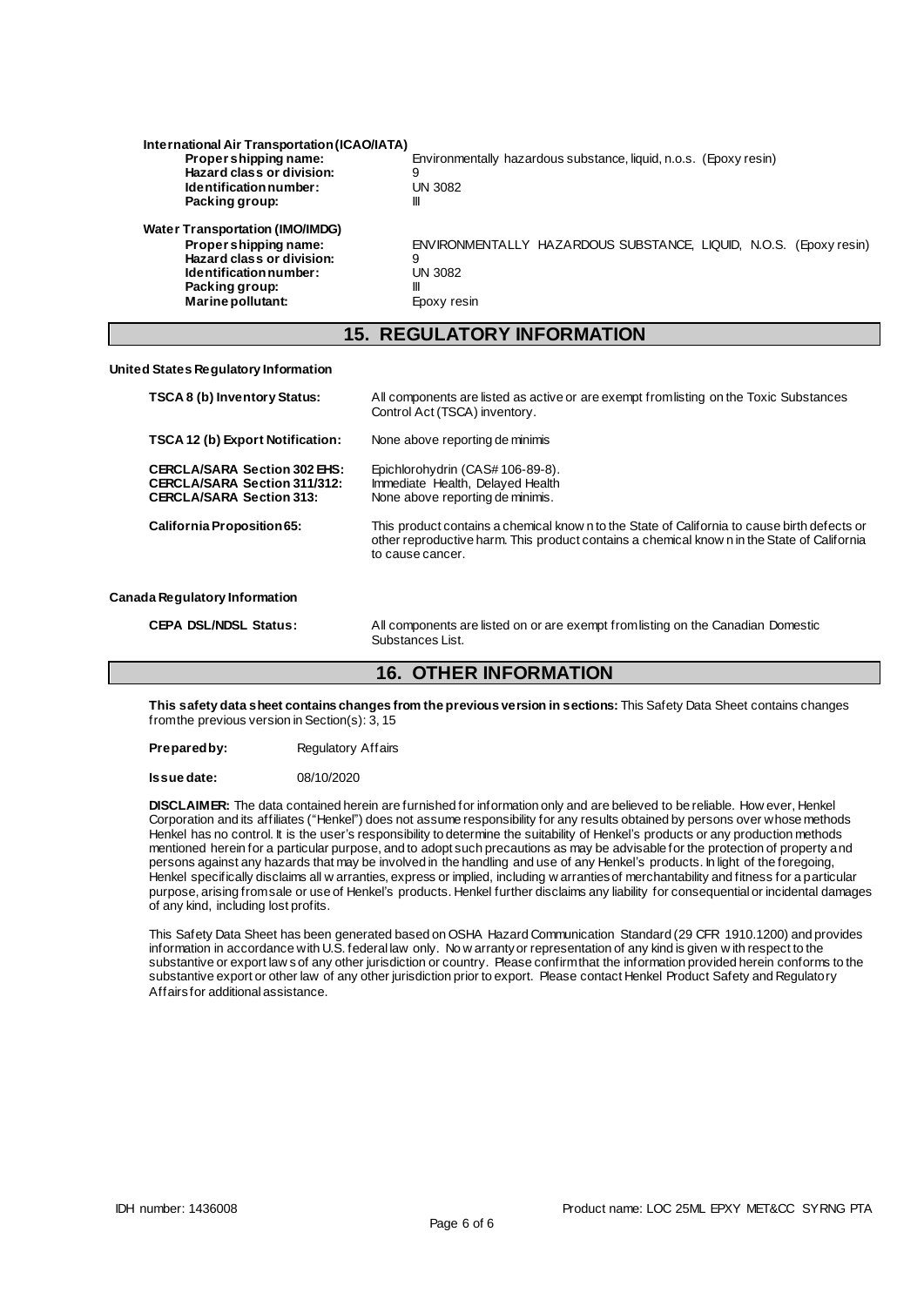**International Air Transportation (ICAO/IATA)**

| | |
|---|---|
| **Proper shipping name:** | Environmentally hazardous substance, liquid, n.o.s. (Epoxy resin) |
| **Hazard class or division:** | 9 |
| **Identification number:** | UN 3082 |
| **Packing group:** | III |

**Water Transportation (IMO/IMDG)**

| | |
|---|---|
| **Proper shipping name:** | ENVIRONMENTALLY HAZARDOUS SUBSTANCE, LIQUID, N.O.S. (Epoxy resin) |
| **Hazard class or division:** | 9 |
| **Identification number:** | UN 3082 |
| **Packing group:** | III |
| **Marine pollutant:** | Epoxy resin |

## 15. REGULATORY INFORMATION

**United States Regulatory Information**

| | |
|---|---|
| **TSCA 8 (b) Inventory Status:** | All components are listed as active or are exempt from listing on the Toxic Substances Control Act (TSCA) inventory. |
| **TSCA 12 (b) Export Notification:** | None above reporting de minimis |
| **CERCLA/SARA Section 302 EHS:** | Epichlorohydrin (CAS# 106-89-8). |
| **CERCLA/SARA Section 311/312:** | Immediate Health, Delayed Health |
| **CERCLA/SARA Section 313:** | None above reporting de minimis. |
| **California Proposition 65:** | This product contains a chemical known to the State of California to cause birth defects or other reproductive harm. This product contains a chemical known in the State of California to cause cancer. |

**Canada Regulatory Information**

| | |
|---|---|
| **CEPA DSL/NDSL Status:** | All components are listed on or are exempt from listing on the Canadian Domestic Substances List. |

## 16. OTHER INFORMATION

**This safety data sheet contains changes from the previous version in sections:** This Safety Data Sheet contains changes from the previous version in Section(s): 3, 15

**Prepared by:** Regulatory Affairs

**Issue date:** 08/10/2020

**DISCLAIMER:** The data contained herein are furnished for information only and are believed to be reliable. However, Henkel Corporation and its affiliates ("Henkel") does not assume responsibility for any results obtained by persons over whose methods Henkel has no control. It is the user's responsibility to determine the suitability of Henkel's products or any production methods mentioned herein for a particular purpose, and to adopt such precautions as may be advisable for the protection of property and persons against any hazards that may be involved in the handling and use of any Henkel's products. In light of the foregoing, Henkel specifically disclaims all warranties, express or implied, including warranties of merchantability and fitness for a particular purpose, arising from sale or use of Henkel's products. Henkel further disclaims any liability for consequential or incidental damages of any kind, including lost profits.

This Safety Data Sheet has been generated based on OSHA Hazard Communication Standard (29 CFR 1910.1200) and provides information in accordance with U.S. federal law only. No warranty or representation of any kind is given with respect to the substantive or export laws of any other jurisdiction or country. Please confirm that the information provided herein conforms to the substantive export or other law of any other jurisdiction prior to export. Please contact Henkel Product Safety and Regulatory Affairs for additional assistance.

IDH number: 1436008

Product name: LOC 25ML EPXY MET&CC SYRNG PTA